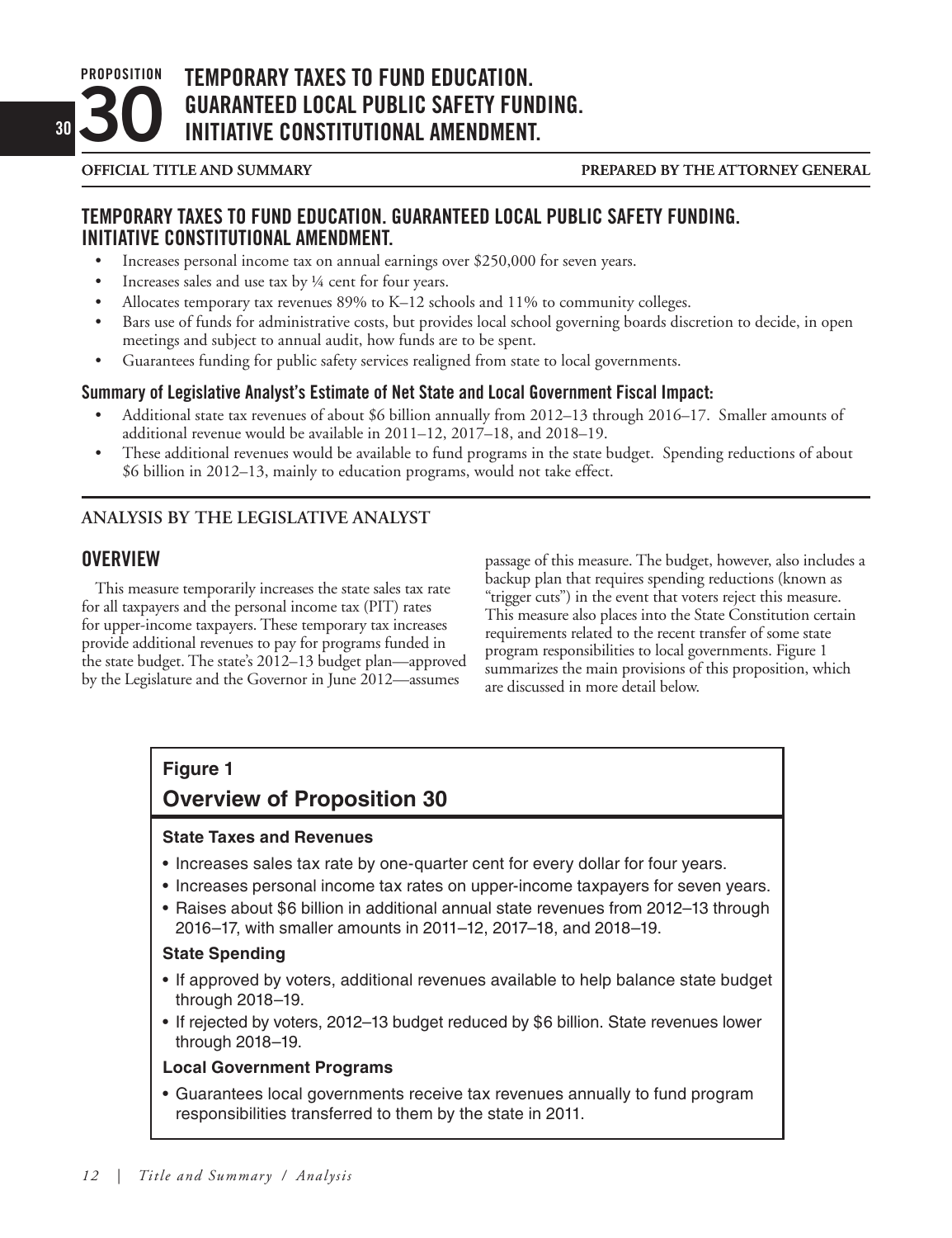# PROPOSITION 30 TEMPORARY TAXES TO FUND EDUCATION. GUARANTEED LOCAL PUBLIC SAFETY FUNDING. INITIATIVE CONSTITUTIONAL AMENDMENT.

**OFFICIAL TITLE AND SUMMARY** **PREPARED BY THE ATTORNEY GENERAL**

## TEMPORARY TAXES TO FUND EDUCATION. GUARANTEED LOCAL PUBLIC SAFETY FUNDING. INITIATIVE CONSTITUTIONAL AMENDMENT.

- Increases personal income tax on annual earnings over $250,000 for seven years.
- Increases sales and use tax by ¼ cent for four years.
- Allocates temporary tax revenues 89% to K–12 schools and 11% to community colleges.
- Bars use of funds for administrative costs, but provides local school governing boards discretion to decide, in open meetings and subject to annual audit, how funds are to be spent.
- Guarantees funding for public safety services realigned from state to local governments.

### Summary of Legislative Analyst's Estimate of Net State and Local Government Fiscal Impact:

- Additional state tax revenues of about $6 billion annually from 2012–13 through 2016–17. Smaller amounts of additional revenue would be available in 2011–12, 2017–18, and 2018–19.
- These additional revenues would be available to fund programs in the state budget. Spending reductions of about $6 billion in 2012–13, mainly to education programs, would not take effect.

**ANALYSIS BY THE LEGISLATIVE ANALYST**

## OVERVIEW

This measure temporarily increases the state sales tax rate for all taxpayers and the personal income tax (PIT) rates for upper-income taxpayers. These temporary tax increases provide additional revenues to pay for programs funded in the state budget. The state's 2012–13 budget plan—approved by the Legislature and the Governor in June 2012—assumes passage of this measure. The budget, however, also includes a backup plan that requires spending reductions (known as "trigger cuts") in the event that voters reject this measure. This measure also places into the State Constitution certain requirements related to the recent transfer of some state program responsibilities to local governments. Figure 1 summarizes the main provisions of this proposition, which are discussed in more detail below.

**Figure 1**

**Overview of Proposition 30**

**State Taxes and Revenues**

- Increases sales tax rate by one-quarter cent for every dollar for four years.
- Increases personal income tax rates on upper-income taxpayers for seven years.
- Raises about $6 billion in additional annual state revenues from 2012–13 through 2016–17, with smaller amounts in 2011–12, 2017–18, and 2018–19.

**State Spending**

- If approved by voters, additional revenues available to help balance state budget through 2018–19.
- If rejected by voters, 2012–13 budget reduced by $6 billion. State revenues lower through 2018–19.

**Local Government Programs**

- Guarantees local governments receive tax revenues annually to fund program responsibilities transferred to them by the state in 2011.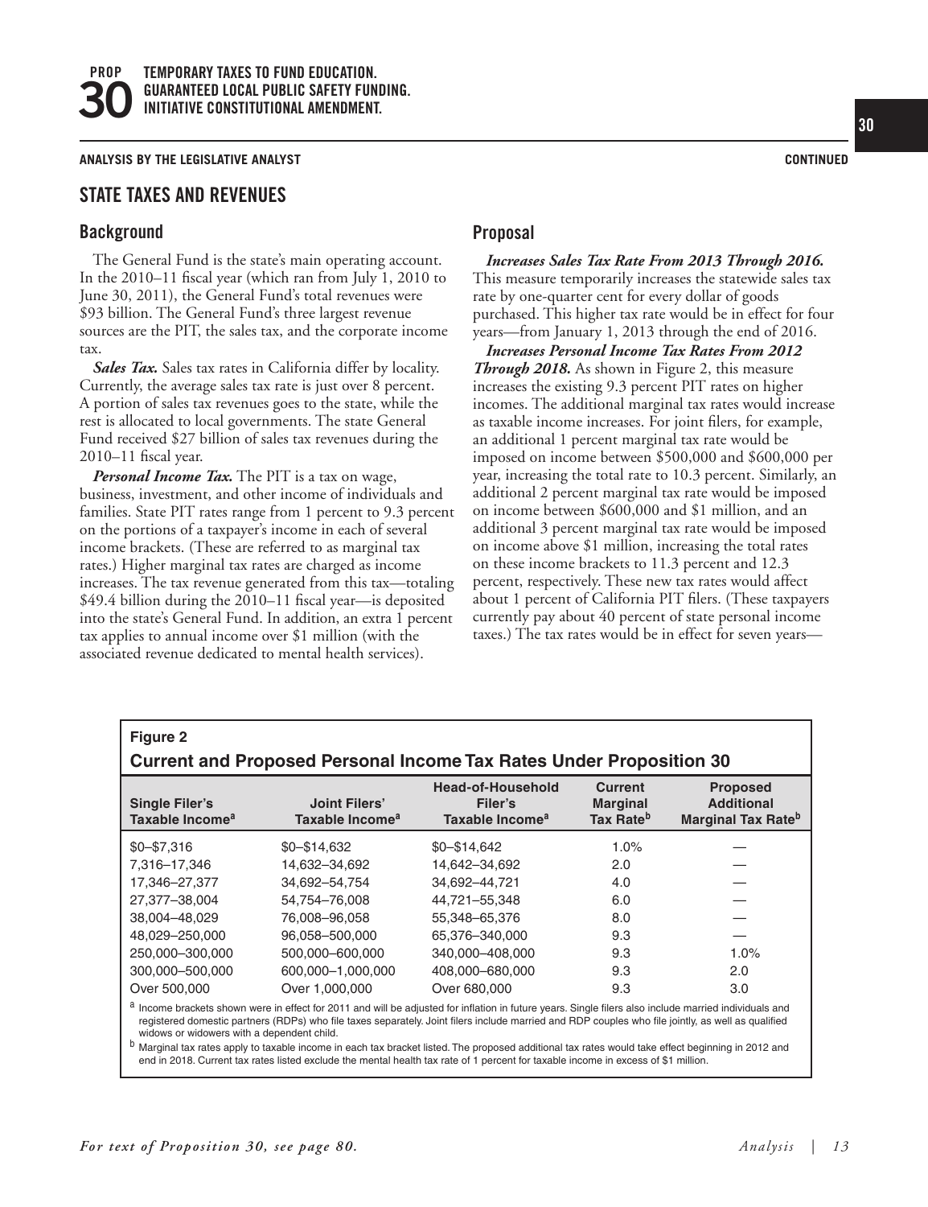## STATE TAXES AND REVENUES

### Background

The General Fund is the state's main operating account. In the 2010–11 fiscal year (which ran from July 1, 2010 to June 30, 2011), the General Fund's total revenues were $93 billion. The General Fund's three largest revenue sources are the PIT, the sales tax, and the corporate income tax.

***Sales Tax.*** Sales tax rates in California differ by locality. Currently, the average sales tax rate is just over 8 percent. A portion of sales tax revenues goes to the state, while the rest is allocated to local governments. The state General Fund received $27 billion of sales tax revenues during the 2010–11 fiscal year.

***Personal Income Tax.*** The PIT is a tax on wage, business, investment, and other income of individuals and families. State PIT rates range from 1 percent to 9.3 percent on the portions of a taxpayer's income in each of several income brackets. (These are referred to as marginal tax rates.) Higher marginal tax rates are charged as income increases. The tax revenue generated from this tax—totaling $49.4 billion during the 2010–11 fiscal year—is deposited into the state's General Fund. In addition, an extra 1 percent tax applies to annual income over $1 million (with the associated revenue dedicated to mental health services).

### Proposal

***Increases Sales Tax Rate From 2013 Through 2016.*** This measure temporarily increases the statewide sales tax rate by one-quarter cent for every dollar of goods purchased. This higher tax rate would be in effect for four years—from January 1, 2013 through the end of 2016.

***Increases Personal Income Tax Rates From 2012 Through 2018.*** As shown in Figure 2, this measure increases the existing 9.3 percent PIT rates on higher incomes. The additional marginal tax rates would increase as taxable income increases. For joint filers, for example, an additional 1 percent marginal tax rate would be imposed on income between $500,000 and $600,000 per year, increasing the total rate to 10.3 percent. Similarly, an additional 2 percent marginal tax rate would be imposed on income between $600,000 and $1 million, and an additional 3 percent marginal tax rate would be imposed on income above $1 million, increasing the total rates on these income brackets to 11.3 percent and 12.3 percent, respectively. These new tax rates would affect about 1 percent of California PIT filers. (These taxpayers currently pay about 40 percent of state personal income taxes.) The tax rates would be in effect for seven years—

**Figure 2**

**Current and Proposed Personal Income Tax Rates Under Proposition 30**

| Single Filer's Taxable Income[a] | Joint Filers' Taxable Income[a] | Head-of-Household Filer's Taxable Income[a] | Current Marginal Tax Rate[b] | Proposed Additional Marginal Tax Rate[b] |
|---|---|---|---|---|
| $0–$7,316 | $0–$14,632 | $0–$14,642 | 1.0% | — |
| 7,316–17,346 | 14,632–34,692 | 14,642–34,692 | 2.0 | — |
| 17,346–27,377 | 34,692–54,754 | 34,692–44,721 | 4.0 | — |
| 27,377–38,004 | 54,754–76,008 | 44,721–55,348 | 6.0 | — |
| 38,004–48,029 | 76,008–96,058 | 55,348–65,376 | 8.0 | — |
| 48,029–250,000 | 96,058–500,000 | 65,376–340,000 | 9.3 | — |
| 250,000–300,000 | 500,000–600,000 | 340,000–408,000 | 9.3 | 1.0% |
| 300,000–500,000 | 600,000–1,000,000 | 408,000–680,000 | 9.3 | 2.0 |
| Over 500,000 | Over 1,000,000 | Over 680,000 | 9.3 | 3.0 |

[a] Income brackets shown were in effect for 2011 and will be adjusted for inflation in future years. Single filers also include married individuals and registered domestic partners (RDPs) who file taxes separately. Joint filers include married and RDP couples who file jointly, as well as qualified widows or widowers with a dependent child.

[b] Marginal tax rates apply to taxable income in each tax bracket listed. The proposed additional tax rates would take effect beginning in 2012 and end in 2018. Current tax rates listed exclude the mental health tax rate of 1 percent for taxable income in excess of $1 million.

*For text of Proposition 30, see page 80.*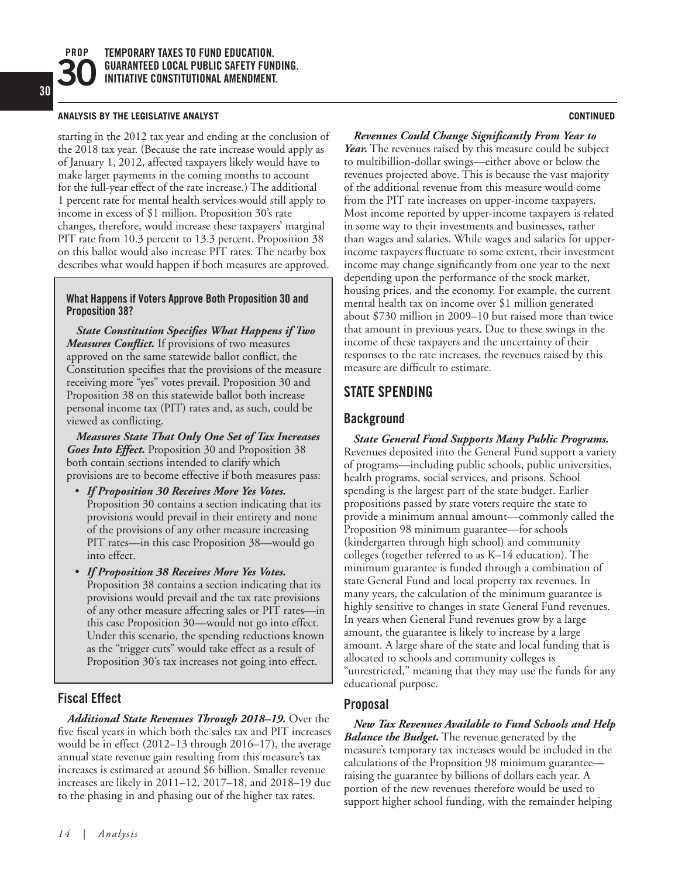starting in the 2012 tax year and ending at the conclusion of the 2018 tax year. (Because the rate increase would apply as of January 1, 2012, affected taxpayers likely would have to make larger payments in the coming months to account for the full-year effect of the rate increase.) The additional 1 percent rate for mental health services would still apply to income in excess of $1 million. Proposition 30's rate changes, therefore, would increase these taxpayers' marginal PIT rate from 10.3 percent to 13.3 percent. Proposition 38 on this ballot would also increase PIT rates. The nearby box describes what would happen if both measures are approved.

### What Happens if Voters Approve Both Proposition 30 and Proposition 38?

***State Constitution Specifies What Happens if Two Measures Conflict.*** If provisions of two measures approved on the same statewide ballot conflict, the Constitution specifies that the provisions of the measure receiving more "yes" votes prevail. Proposition 30 and Proposition 38 on this statewide ballot both increase personal income tax (PIT) rates and, as such, could be viewed as conflicting.

***Measures State That Only One Set of Tax Increases Goes Into Effect.*** Proposition 30 and Proposition 38 both contain sections intended to clarify which provisions are to become effective if both measures pass:

- ***If Proposition 30 Receives More Yes Votes.*** Proposition 30 contains a section indicating that its provisions would prevail in their entirety and none of the provisions of any other measure increasing PIT rates—in this case Proposition 38—would go into effect.
- ***If Proposition 38 Receives More Yes Votes.*** Proposition 38 contains a section indicating that its provisions would prevail and the tax rate provisions of any other measure affecting sales or PIT rates—in this case Proposition 30—would not go into effect. Under this scenario, the spending reductions known as the "trigger cuts" would take effect as a result of Proposition 30's tax increases not going into effect.

### Fiscal Effect

***Additional State Revenues Through 2018–19.*** Over the five fiscal years in which both the sales tax and PIT increases would be in effect (2012–13 through 2016–17), the average annual state revenue gain resulting from this measure's tax increases is estimated at around $6 billion. Smaller revenue increases are likely in 2011–12, 2017–18, and 2018–19 due to the phasing in and phasing out of the higher tax rates.

***Revenues Could Change Significantly From Year to Year.*** The revenues raised by this measure could be subject to multibillion-dollar swings—either above or below the revenues projected above. This is because the vast majority of the additional revenue from this measure would come from the PIT rate increases on upper-income taxpayers. Most income reported by upper-income taxpayers is related in some way to their investments and businesses, rather than wages and salaries. While wages and salaries for upper-income taxpayers fluctuate to some extent, their investment income may change significantly from one year to the next depending upon the performance of the stock market, housing prices, and the economy. For example, the current mental health tax on income over $1 million generated about $730 million in 2009–10 but raised more than twice that amount in previous years. Due to these swings in the income of these taxpayers and the uncertainty of their responses to the rate increases, the revenues raised by this measure are difficult to estimate.

## STATE SPENDING

### Background

***State General Fund Supports Many Public Programs.*** Revenues deposited into the General Fund support a variety of programs—including public schools, public universities, health programs, social services, and prisons. School spending is the largest part of the state budget. Earlier propositions passed by state voters require the state to provide a minimum annual amount—commonly called the Proposition 98 minimum guarantee—for schools (kindergarten through high school) and community colleges (together referred to as K–14 education). The minimum guarantee is funded through a combination of state General Fund and local property tax revenues. In many years, the calculation of the minimum guarantee is highly sensitive to changes in state General Fund revenues. In years when General Fund revenues grow by a large amount, the guarantee is likely to increase by a large amount. A large share of the state and local funding that is allocated to schools and community colleges is "unrestricted," meaning that they may use the funds for any educational purpose.

### Proposal

***New Tax Revenues Available to Fund Schools and Help Balance the Budget.*** The revenue generated by the measure's temporary tax increases would be included in the calculations of the Proposition 98 minimum guarantee—raising the guarantee by billions of dollars each year. A portion of the new revenues therefore would be used to support higher school funding, with the remainder helping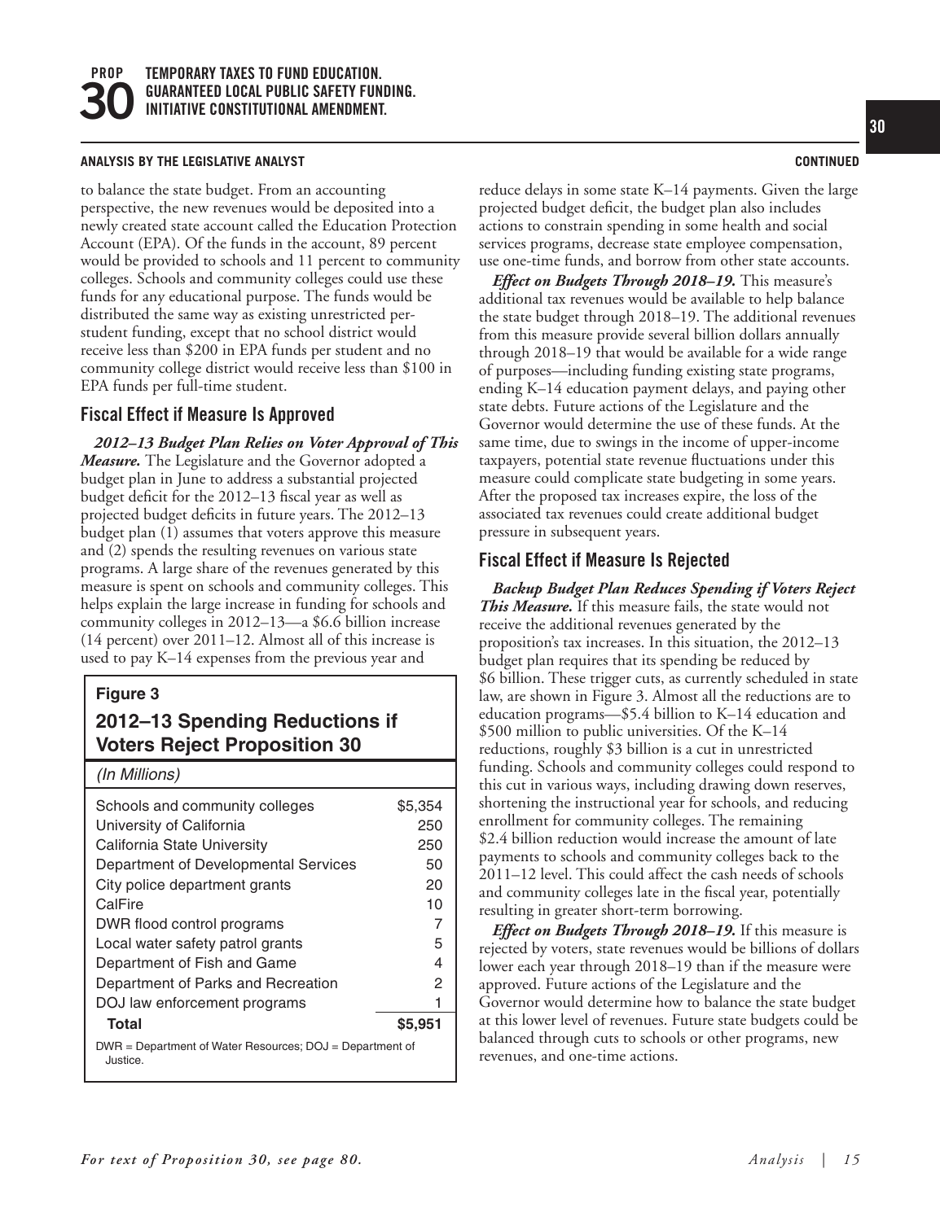to balance the state budget. From an accounting perspective, the new revenues would be deposited into a newly created state account called the Education Protection Account (EPA). Of the funds in the account, 89 percent would be provided to schools and 11 percent to community colleges. Schools and community colleges could use these funds for any educational purpose. The funds would be distributed the same way as existing unrestricted per-student funding, except that no school district would receive less than $200 in EPA funds per student and no community college district would receive less than $100 in EPA funds per full-time student.

## Fiscal Effect if Measure Is Approved

***2012–13 Budget Plan Relies on Voter Approval of This Measure.*** The Legislature and the Governor adopted a budget plan in June to address a substantial projected budget deficit for the 2012–13 fiscal year as well as projected budget deficits in future years. The 2012–13 budget plan (1) assumes that voters approve this measure and (2) spends the resulting revenues on various state programs. A large share of the revenues generated by this measure is spent on schools and community colleges. This helps explain the large increase in funding for schools and community colleges in 2012–13—a $6.6 billion increase (14 percent) over 2011–12. Almost all of this increase is used to pay K–14 expenses from the previous year and reduce delays in some state K–14 payments. Given the large projected budget deficit, the budget plan also includes actions to constrain spending in some health and social services programs, decrease state employee compensation, use one-time funds, and borrow from other state accounts.

***Effect on Budgets Through 2018–19.*** This measure's additional tax revenues would be available to help balance the state budget through 2018–19. The additional revenues from this measure provide several billion dollars annually through 2018–19 that would be available for a wide range of purposes—including funding existing state programs, ending K–14 education payment delays, and paying other state debts. Future actions of the Legislature and the Governor would determine the use of these funds. At the same time, due to swings in the income of upper-income taxpayers, potential state revenue fluctuations under this measure could complicate state budgeting in some years. After the proposed tax increases expire, the loss of the associated tax revenues could create additional budget pressure in subsequent years.

**Figure 3**

**2012–13 Spending Reductions if Voters Reject Proposition 30**

*(In Millions)*

| | |
|---|---|
| Schools and community colleges | $5,354 |
| University of California | 250 |
| California State University | 250 |
| Department of Developmental Services | 50 |
| City police department grants | 20 |
| CalFire | 10 |
| DWR flood control programs | 7 |
| Local water safety patrol grants | 5 |
| Department of Fish and Game | 4 |
| Department of Parks and Recreation | 2 |
| DOJ law enforcement programs | 1 |
| **Total** | **$5,951** |

DWR = Department of Water Resources; DOJ = Department of Justice.

## Fiscal Effect if Measure Is Rejected

***Backup Budget Plan Reduces Spending if Voters Reject This Measure.*** If this measure fails, the state would not receive the additional revenues generated by the proposition's tax increases. In this situation, the 2012–13 budget plan requires that its spending be reduced by $6 billion. These trigger cuts, as currently scheduled in state law, are shown in Figure 3. Almost all the reductions are to education programs—$5.4 billion to K–14 education and $500 million to public universities. Of the K–14 reductions, roughly $3 billion is a cut in unrestricted funding. Schools and community colleges could respond to this cut in various ways, including drawing down reserves, shortening the instructional year for schools, and reducing enrollment for community colleges. The remaining $2.4 billion reduction would increase the amount of late payments to schools and community colleges back to the 2011–12 level. This could affect the cash needs of schools and community colleges late in the fiscal year, potentially resulting in greater short-term borrowing.

***Effect on Budgets Through 2018–19.*** If this measure is rejected by voters, state revenues would be billions of dollars lower each year through 2018–19 than if the measure were approved. Future actions of the Legislature and the Governor would determine how to balance the state budget at this lower level of revenues. Future state budgets could be balanced through cuts to schools or other programs, new revenues, and one-time actions.

*For text of Proposition 30, see page 80.*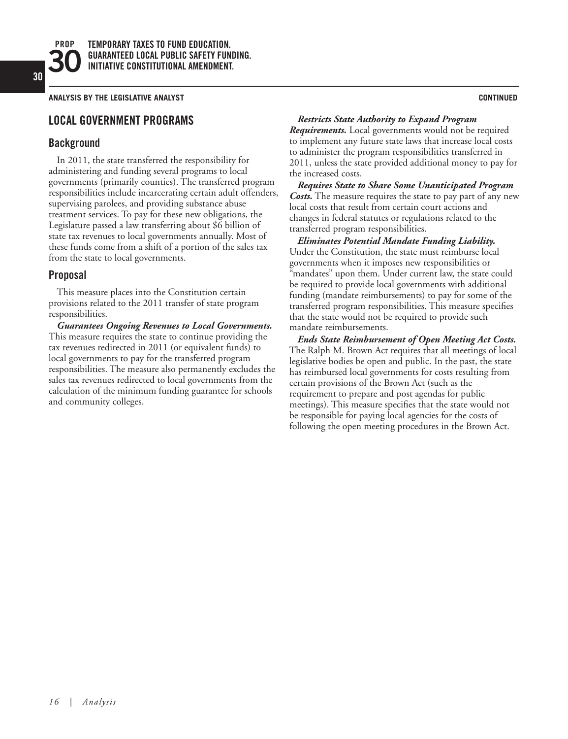## LOCAL GOVERNMENT PROGRAMS

### Background

In 2011, the state transferred the responsibility for administering and funding several programs to local governments (primarily counties). The transferred program responsibilities include incarcerating certain adult offenders, supervising parolees, and providing substance abuse treatment services. To pay for these new obligations, the Legislature passed a law transferring about $6 billion of state tax revenues to local governments annually. Most of these funds come from a shift of a portion of the sales tax from the state to local governments.

### Proposal

This measure places into the Constitution certain provisions related to the 2011 transfer of state program responsibilities.

***Guarantees Ongoing Revenues to Local Governments.*** This measure requires the state to continue providing the tax revenues redirected in 2011 (or equivalent funds) to local governments to pay for the transferred program responsibilities. The measure also permanently excludes the sales tax revenues redirected to local governments from the calculation of the minimum funding guarantee for schools and community colleges.

***Restricts State Authority to Expand Program Requirements.*** Local governments would not be required to implement any future state laws that increase local costs to administer the program responsibilities transferred in 2011, unless the state provided additional money to pay for the increased costs.

***Requires State to Share Some Unanticipated Program Costs.*** The measure requires the state to pay part of any new local costs that result from certain court actions and changes in federal statutes or regulations related to the transferred program responsibilities.

***Eliminates Potential Mandate Funding Liability.*** Under the Constitution, the state must reimburse local governments when it imposes new responsibilities or "mandates" upon them. Under current law, the state could be required to provide local governments with additional funding (mandate reimbursements) to pay for some of the transferred program responsibilities. This measure specifies that the state would not be required to provide such mandate reimbursements.

***Ends State Reimbursement of Open Meeting Act Costs.*** The Ralph M. Brown Act requires that all meetings of local legislative bodies be open and public. In the past, the state has reimbursed local governments for costs resulting from certain provisions of the Brown Act (such as the requirement to prepare and post agendas for public meetings). This measure specifies that the state would not be responsible for paying local agencies for the costs of following the open meeting procedures in the Brown Act.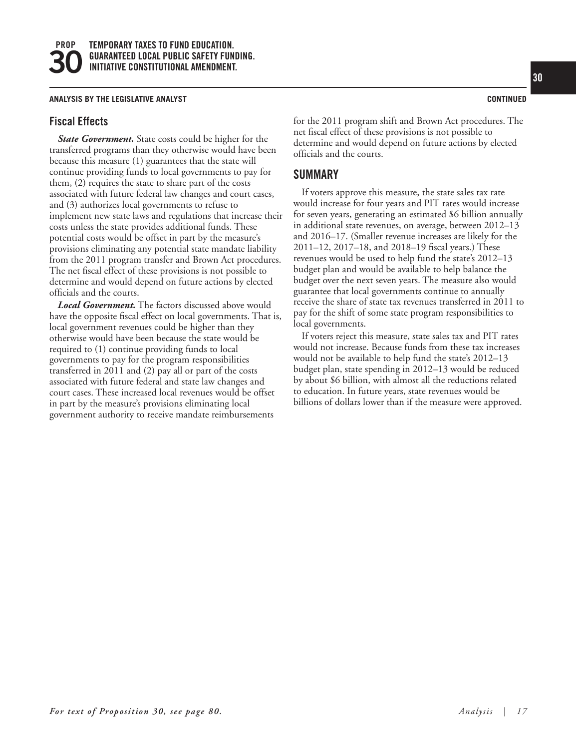## Fiscal Effects

***State Government.*** State costs could be higher for the transferred programs than they otherwise would have been because this measure (1) guarantees that the state will continue providing funds to local governments to pay for them, (2) requires the state to share part of the costs associated with future federal law changes and court cases, and (3) authorizes local governments to refuse to implement new state laws and regulations that increase their costs unless the state provides additional funds. These potential costs would be offset in part by the measure's provisions eliminating any potential state mandate liability from the 2011 program transfer and Brown Act procedures. The net fiscal effect of these provisions is not possible to determine and would depend on future actions by elected officials and the courts.

***Local Government.*** The factors discussed above would have the opposite fiscal effect on local governments. That is, local government revenues could be higher than they otherwise would have been because the state would be required to (1) continue providing funds to local governments to pay for the program responsibilities transferred in 2011 and (2) pay all or part of the costs associated with future federal and state law changes and court cases. These increased local revenues would be offset in part by the measure's provisions eliminating local government authority to receive mandate reimbursements for the 2011 program shift and Brown Act procedures. The net fiscal effect of these provisions is not possible to determine and would depend on future actions by elected officials and the courts.

## SUMMARY

If voters approve this measure, the state sales tax rate would increase for four years and PIT rates would increase for seven years, generating an estimated $6 billion annually in additional state revenues, on average, between 2012–13 and 2016–17. (Smaller revenue increases are likely for the 2011–12, 2017–18, and 2018–19 fiscal years.) These revenues would be used to help fund the state's 2012–13 budget plan and would be available to help balance the budget over the next seven years. The measure also would guarantee that local governments continue to annually receive the share of state tax revenues transferred in 2011 to pay for the shift of some state program responsibilities to local governments.

If voters reject this measure, state sales tax and PIT rates would not increase. Because funds from these tax increases would not be available to help fund the state's 2012–13 budget plan, state spending in 2012–13 would be reduced by about $6 billion, with almost all the reductions related to education. In future years, state revenues would be billions of dollars lower than if the measure were approved.

*For text of Proposition 30, see page 80.*